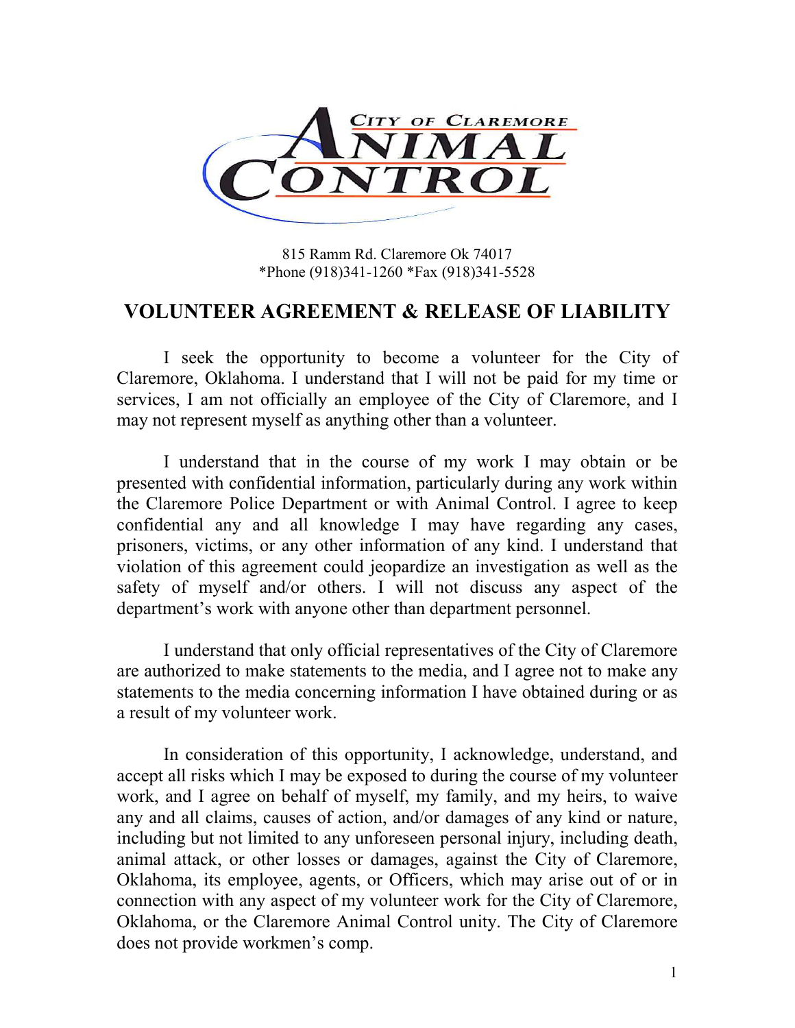CITY OF CLAREMORE ANIMAL CONTROL

815 Ramm Rd. Claremore Ok 74017
*Phone (918)341-1260 *Fax (918)341-5528

# VOLUNTEER AGREEMENT & RELEASE OF LIABILITY

I seek the opportunity to become a volunteer for the City of Claremore, Oklahoma. I understand that I will not be paid for my time or services, I am not officially an employee of the City of Claremore, and I may not represent myself as anything other than a volunteer.

I understand that in the course of my work I may obtain or be presented with confidential information, particularly during any work within the Claremore Police Department or with Animal Control. I agree to keep confidential any and all knowledge I may have regarding any cases, prisoners, victims, or any other information of any kind. I understand that violation of this agreement could jeopardize an investigation as well as the safety of myself and/or others. I will not discuss any aspect of the department's work with anyone other than department personnel.

I understand that only official representatives of the City of Claremore are authorized to make statements to the media, and I agree not to make any statements to the media concerning information I have obtained during or as a result of my volunteer work.

In consideration of this opportunity, I acknowledge, understand, and accept all risks which I may be exposed to during the course of my volunteer work, and I agree on behalf of myself, my family, and my heirs, to waive any and all claims, causes of action, and/or damages of any kind or nature, including but not limited to any unforeseen personal injury, including death, animal attack, or other losses or damages, against the City of Claremore, Oklahoma, its employee, agents, or Officers, which may arise out of or in connection with any aspect of my volunteer work for the City of Claremore, Oklahoma, or the Claremore Animal Control unity. The City of Claremore does not provide workmen's comp.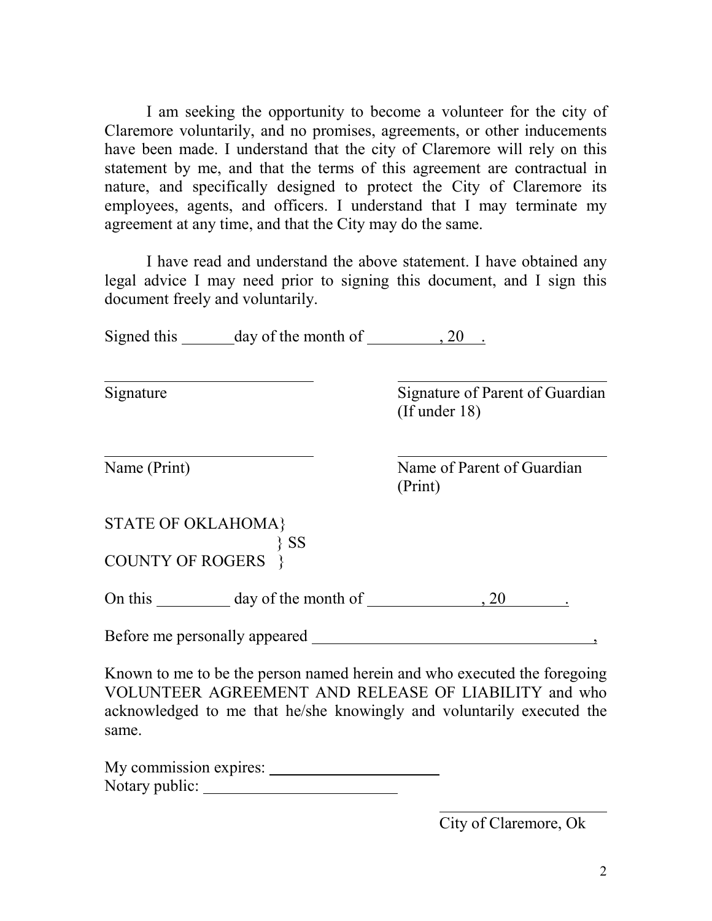I am seeking the opportunity to become a volunteer for the city of Claremore voluntarily, and no promises, agreements, or other inducements have been made. I understand that the city of Claremore will rely on this statement by me, and that the terms of this agreement are contractual in nature, and specifically designed to protect the City of Claremore its employees, agents, and officers. I understand that I may terminate my agreement at any time, and that the City may do the same.

I have read and understand the above statement. I have obtained any legal advice I may need prior to signing this document, and I sign this document freely and voluntarily.

Signed this _______ day of the month of __________, 20___.

| | |
|---|---|
| ___________________________ | ___________________________ |
| Signature | Signature of Parent of Guardian (If under 18) |
| ___________________________ | ___________________________ |
| Name (Print) | Name of Parent of Guardian (Print) |

STATE OF OKLAHOMA}
} SS
COUNTY OF ROGERS }

On this __________ day of the month of _______________, 20_________.

Before me personally appeared _____________________________________,

Known to me to be the person named herein and who executed the foregoing VOLUNTEER AGREEMENT AND RELEASE OF LIABILITY and who acknowledged to me that he/she knowingly and voluntarily executed the same.

My commission expires: _______________________
Notary public: _________________________

_______________________
City of Claremore, Ok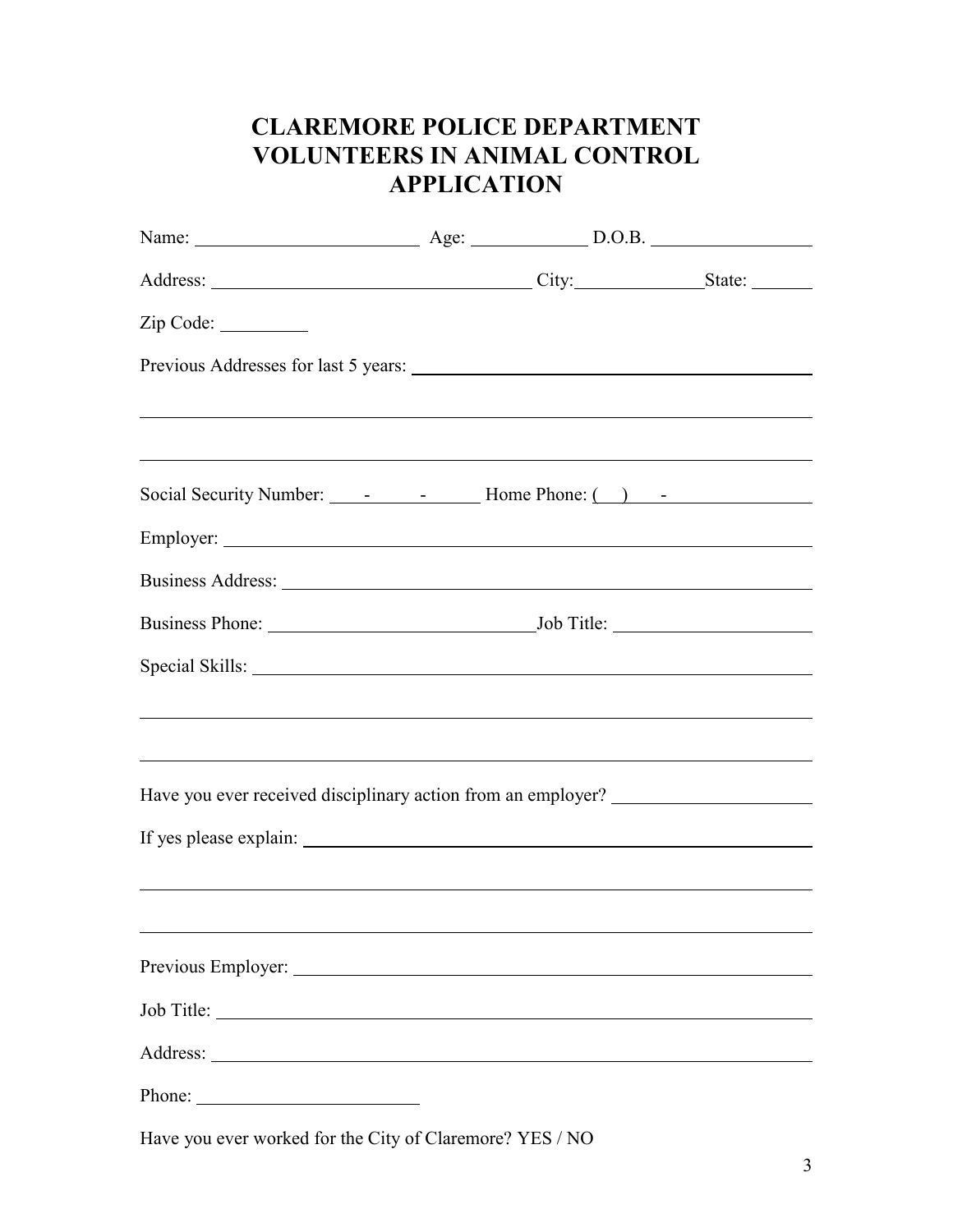# CLAREMORE POLICE DEPARTMENT
# VOLUNTEERS IN ANIMAL CONTROL
# APPLICATION

Name: ________________________ Age: ____________ D.O.B. _________________

Address: __________________________________ City:_____________State: ______

Zip Code: _________

Previous Addresses for last 5 years: ____________________________________________

_________________________________________________________________________

_________________________________________________________________________

Social Security Number: ____-______-______ Home Phone: (___) ____-_______________

Employer: ________________________________________________________________

Business Address: __________________________________________________________

Business Phone: ____________________________Job Title: _____________________

Special Skills: _____________________________________________________________

_________________________________________________________________________

_________________________________________________________________________

Have you ever received disciplinary action from an employer? _____________________

If yes please explain: _______________________________________________________

_________________________________________________________________________

_________________________________________________________________________

Previous Employer: _________________________________________________________

Job Title: _________________________________________________________________

Address: __________________________________________________________________

Phone: ________________________

Have you ever worked for the City of Claremore? YES / NO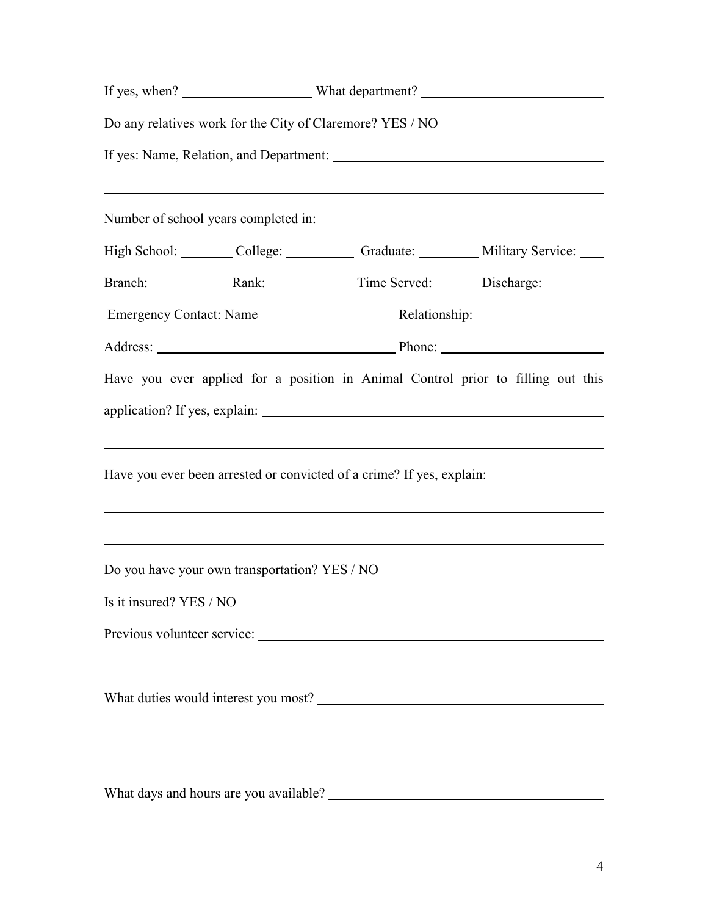If yes, when? ____________________ What department? ____________________________

Do any relatives work for the City of Claremore? YES / NO

If yes: Name, Relation, and Department: ________________________________________

_____________________________________________________________________________

Number of school years completed in:

High School: ________ College: __________ Graduate: _________ Military Service: ____

Branch: ___________ Rank: ____________ Time Served: ______ Discharge: ________

Emergency Contact: Name____________________ Relationship: __________________

Address: ___________________________________ Phone: ________________________

Have you ever applied for a position in Animal Control prior to filling out this application? If yes, explain: ____________________________________________________

_____________________________________________________________________________

Have you ever been arrested or convicted of a crime? If yes, explain: _________________

_____________________________________________________________________________

_____________________________________________________________________________

Do you have your own transportation? YES / NO

Is it insured? YES / NO

Previous volunteer service: ____________________________________________________

_____________________________________________________________________________

What duties would interest you most? ___________________________________________

_____________________________________________________________________________

What days and hours are you available? __________________________________________

_____________________________________________________________________________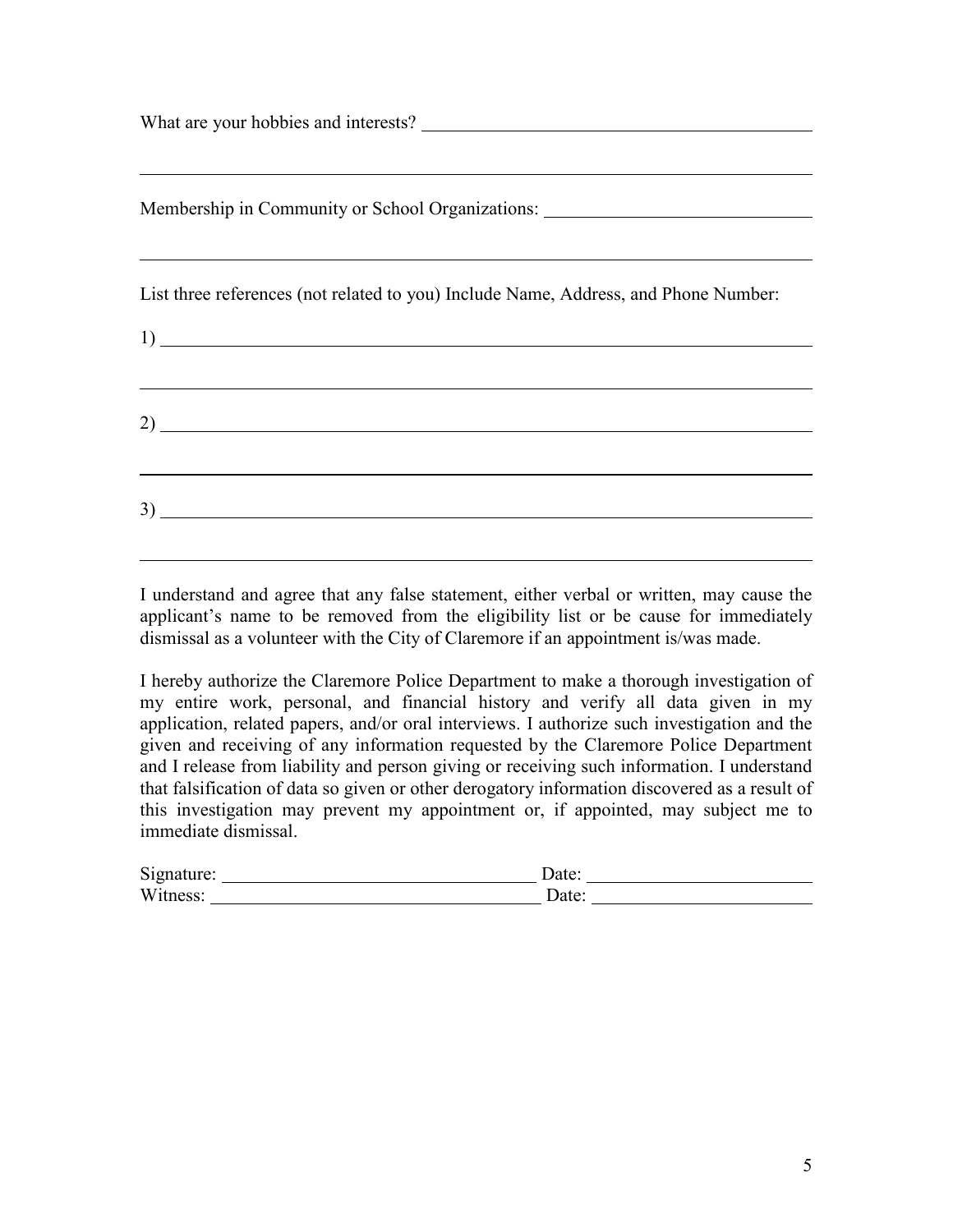What are your hobbies and interests? ___________________________________________

_______________________________________________________________________________

Membership in Community or School Organizations: _____________________________

_______________________________________________________________________________

List three references (not related to you) Include Name, Address, and Phone Number:

1) _____________________________________________________________________________

_______________________________________________________________________________

2) _____________________________________________________________________________

_______________________________________________________________________________

3) _____________________________________________________________________________

_______________________________________________________________________________

I understand and agree that any false statement, either verbal or written, may cause the applicant's name to be removed from the eligibility list or be cause for immediately dismissal as a volunteer with the City of Claremore if an appointment is/was made.

I hereby authorize the Claremore Police Department to make a thorough investigation of my entire work, personal, and financial history and verify all data given in my application, related papers, and/or oral interviews. I authorize such investigation and the given and receiving of any information requested by the Claremore Police Department and I release from liability and person giving or receiving such information. I understand that falsification of data so given or other derogatory information discovered as a result of this investigation may prevent my appointment or, if appointed, may subject me to immediate dismissal.

Signature: ___________________________________ Date: ________________________

Witness: _____________________________________ Date: ________________________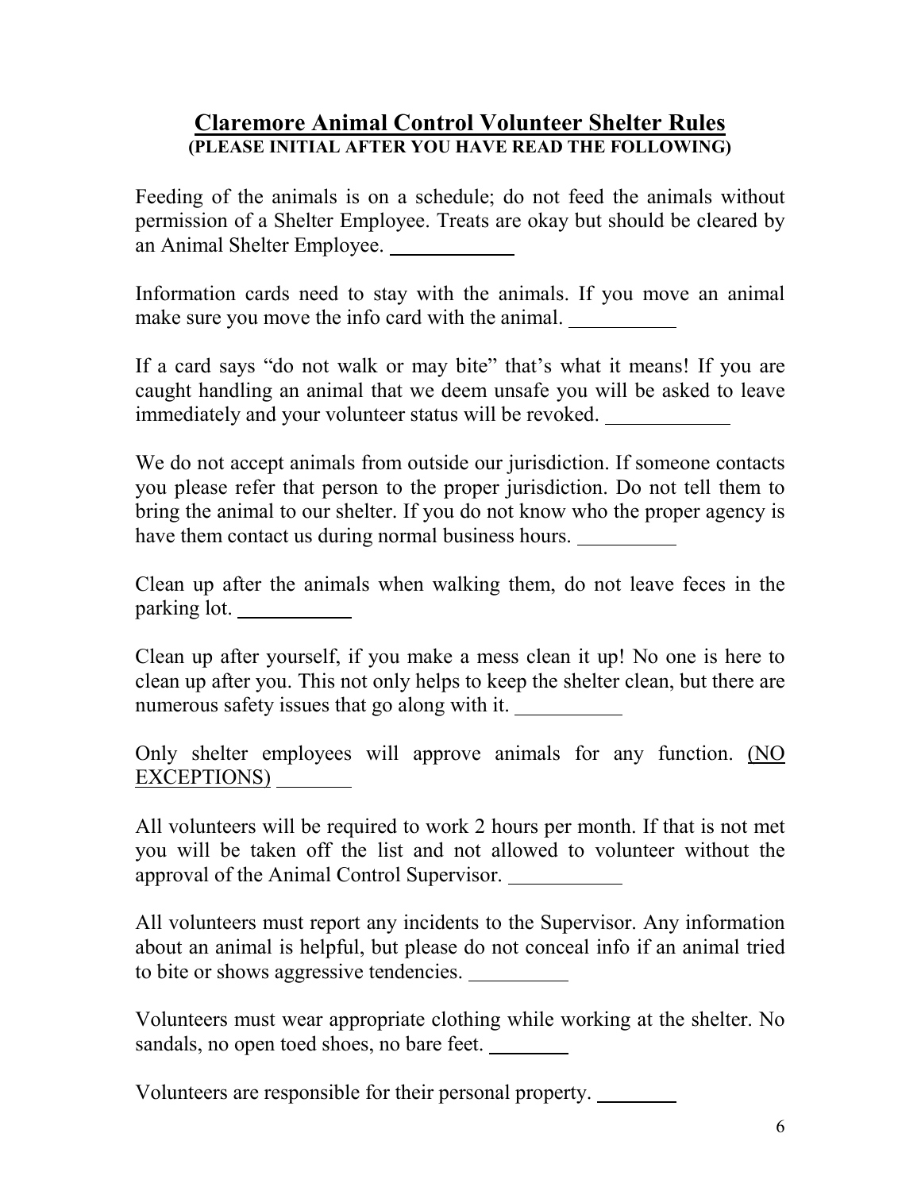## Claremore Animal Control Volunteer Shelter Rules

**(PLEASE INITIAL AFTER YOU HAVE READ THE FOLLOWING)**

Feeding of the animals is on a schedule; do not feed the animals without permission of a Shelter Employee. Treats are okay but should be cleared by an Animal Shelter Employee. ____________

Information cards need to stay with the animals. If you move an animal make sure you move the info card with the animal. __________

If a card says "do not walk or may bite" that's what it means! If you are caught handling an animal that we deem unsafe you will be asked to leave immediately and your volunteer status will be revoked. ____________

We do not accept animals from outside our jurisdiction. If someone contacts you please refer that person to the proper jurisdiction. Do not tell them to bring the animal to our shelter. If you do not know who the proper agency is have them contact us during normal business hours. __________

Clean up after the animals when walking them, do not leave feces in the parking lot. ___________

Clean up after yourself, if you make a mess clean it up! No one is here to clean up after you. This not only helps to keep the shelter clean, but there are numerous safety issues that go along with it. __________

Only shelter employees will approve animals for any function. <u>(NO EXCEPTIONS)</u> ________

All volunteers will be required to work 2 hours per month. If that is not met you will be taken off the list and not allowed to volunteer without the approval of the Animal Control Supervisor. ___________

All volunteers must report any incidents to the Supervisor. Any information about an animal is helpful, but please do not conceal info if an animal tried to bite or shows aggressive tendencies. __________

Volunteers must wear appropriate clothing while working at the shelter. No sandals, no open toed shoes, no bare feet. ________

Volunteers are responsible for their personal property. ________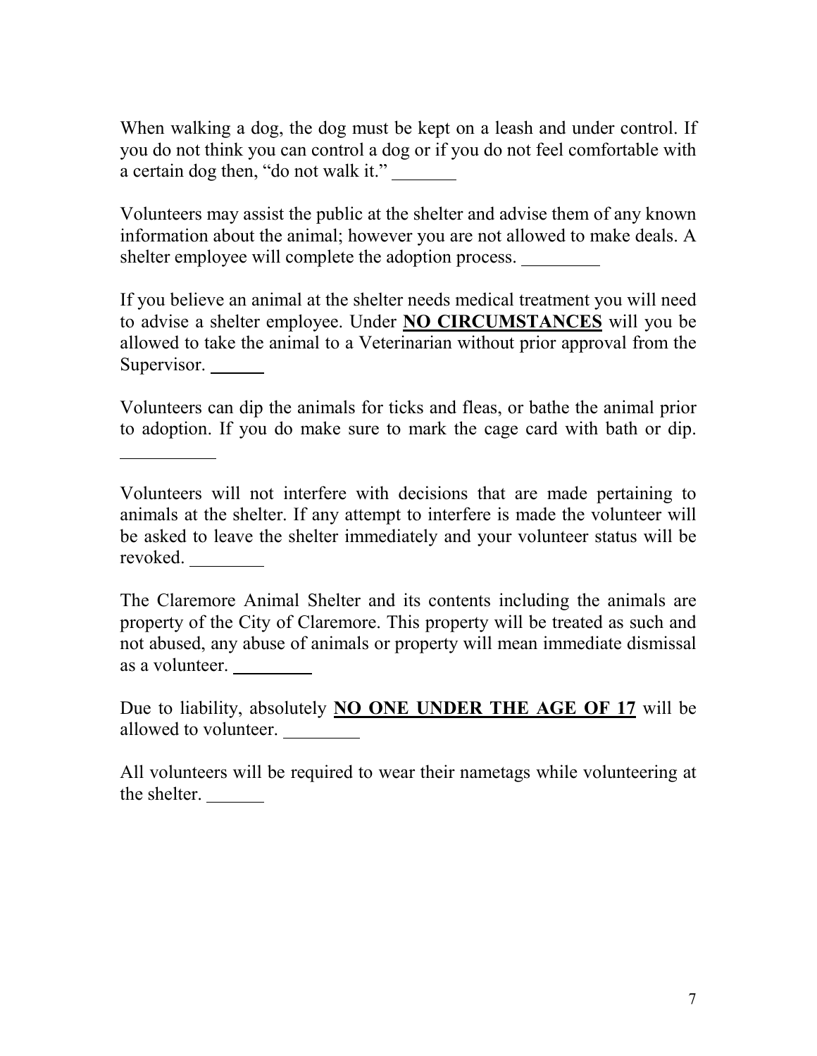When walking a dog, the dog must be kept on a leash and under control. If you do not think you can control a dog or if you do not feel comfortable with a certain dog then, "do not walk it." _______

Volunteers may assist the public at the shelter and advise them of any known information about the animal; however you are not allowed to make deals. A shelter employee will complete the adoption process. _________

If you believe an animal at the shelter needs medical treatment you will need to advise a shelter employee. Under **<u>NO CIRCUMSTANCES</u>** will you be allowed to take the animal to a Veterinarian without prior approval from the Supervisor. ______

Volunteers can dip the animals for ticks and fleas, or bathe the animal prior to adoption. If you do make sure to mark the cage card with bath or dip. __________

Volunteers will not interfere with decisions that are made pertaining to animals at the shelter. If any attempt to interfere is made the volunteer will be asked to leave the shelter immediately and your volunteer status will be revoked. ________

The Claremore Animal Shelter and its contents including the animals are property of the City of Claremore. This property will be treated as such and not abused, any abuse of animals or property will mean immediate dismissal as a volunteer. _________

Due to liability, absolutely **<u>NO ONE UNDER THE AGE OF 17</u>** will be allowed to volunteer. _________

All volunteers will be required to wear their nametags while volunteering at the shelter. _______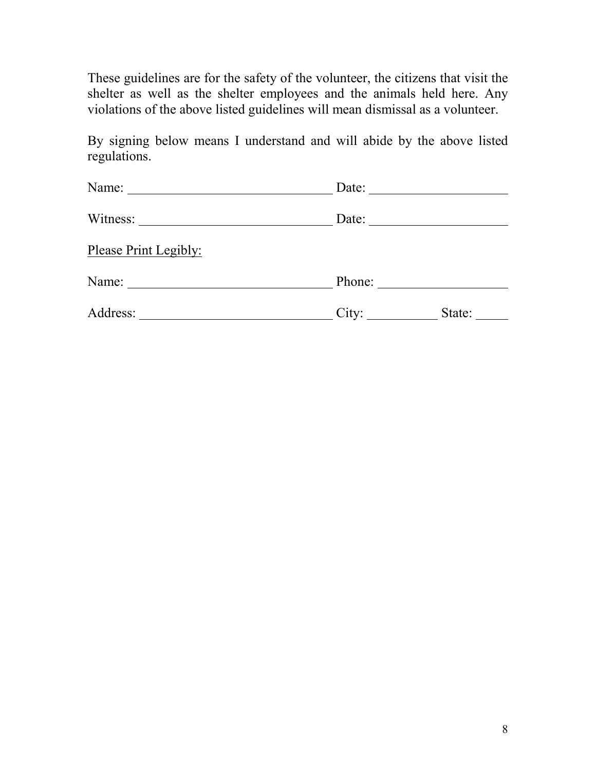These guidelines are for the safety of the volunteer, the citizens that visit the shelter as well as the shelter employees and the animals held here. Any violations of the above listed guidelines will mean dismissal as a volunteer.

By signing below means I understand and will abide by the above listed regulations.

Name: ______________________________ Date: ____________________

Witness: ____________________________ Date: ____________________

Please Print Legibly:

Name: ______________________________ Phone: ___________________

Address: ____________________________ City: __________ State: _____